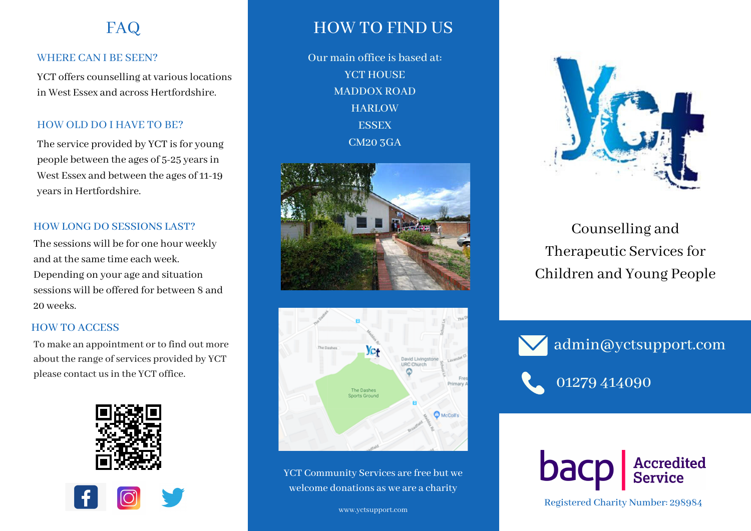# FAQ

## WHERE CAN I BE SEEN?

YCT offers counselling at various locations in West Essex and across Hertfordshire.

## HOW OLD DO I HAVE TO BE?

The service provided by YCT is for young people between the ages of 5-25 years in West Essex and between the ages of 11-19 years in Hertfordshire.

## HOW LONG DO SESSIONS LAST?

The sessions will be for one hour weekly and at the same time each week. Depending on your age and situation sessions will be offered for between 8 and 20 weeks.

## HOW TO ACCESS

To make an appointment or to find out more about the range of services provided by YCT please contact us in the YCT office.

# HOW TO FIND US

Our main office is based at:
YCT HOUSE
MADDOX ROAD
HARLOW
ESSEX
CM20 3GA

YCT Community Services are free but we welcome donations as we are a charity

www.yctsupport.com

# YCT

Counselling and Therapeutic Services for Children and Young People

admin@yctsupport.com

01279 414090

bacp | Accredited Service

Registered Charity Number: 298984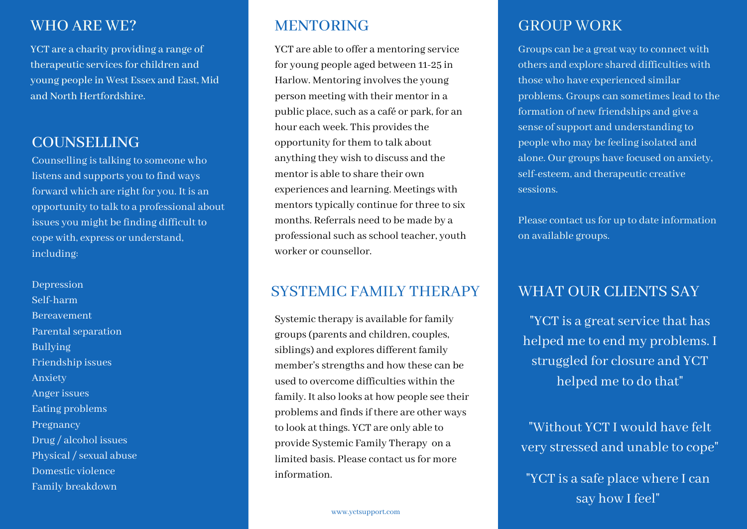## WHO ARE WE?

YCT are a charity providing a range of therapeutic services for children and young people in West Essex and East, Mid and North Hertfordshire.

## COUNSELLING

Counselling is talking to someone who listens and supports you to find ways forward which are right for you. It is an opportunity to talk to a professional about issues you might be finding difficult to cope with, express or understand, including:

- Depression
- Self-harm
- Bereavement
- Parental separation
- Bullying
- Friendship issues
- Anxiety
- Anger issues
- Eating problems
- Pregnancy
- Drug / alcohol issues
- Physical / sexual abuse
- Domestic violence
- Family breakdown

## MENTORING

YCT are able to offer a mentoring service for young people aged between 11-25 in Harlow. Mentoring involves the young person meeting with their mentor in a public place, such as a café or park, for an hour each week. This provides the opportunity for them to talk about anything they wish to discuss and the mentor is able to share their own experiences and learning. Meetings with mentors typically continue for three to six months. Referrals need to be made by a professional such as school teacher, youth worker or counsellor.

## SYSTEMIC FAMILY THERAPY

Systemic therapy is available for family groups (parents and children, couples, siblings) and explores different family member's strengths and how these can be used to overcome difficulties within the family. It also looks at how people see their problems and finds if there are other ways to look at things. YCT are only able to provide Systemic Family Therapy on a limited basis. Please contact us for more information.

www.yctsupport.com

## GROUP WORK

Groups can be a great way to connect with others and explore shared difficulties with those who have experienced similar problems. Groups can sometimes lead to the formation of new friendships and give a sense of support and understanding to people who may be feeling isolated and alone. Our groups have focused on anxiety, self-esteem, and therapeutic creative sessions.

Please contact us for up to date information on available groups.

## WHAT OUR CLIENTS SAY

"YCT is a great service that has helped me to end my problems. I struggled for closure and YCT helped me to do that"

"Without YCT I would have felt very stressed and unable to cope"

"YCT is a safe place where I can say how I feel"